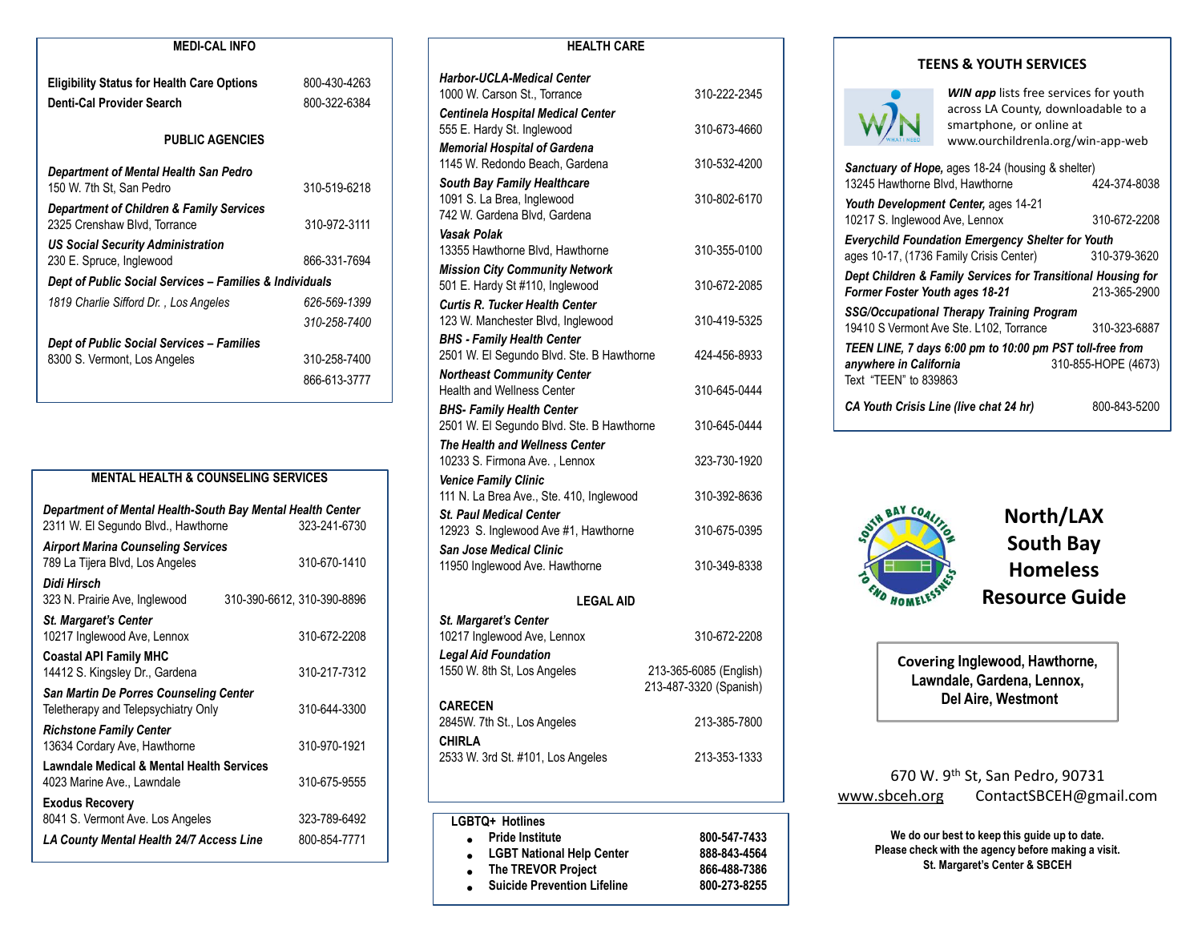## MEDI-CAL INFO

**Eligibility Status for Health Care Options** 800-430-4263
**Denti-Cal Provider Search** 800-322-6384

## PUBLIC AGENCIES

***Department of Mental Health San Pedro***
150 W. 7th St, San Pedro 310-519-6218

***Department of Children & Family Services***
2325 Crenshaw Blvd, Torrance 310-972-3111

***US Social Security Administration***
230 E. Spruce, Inglewood 866-331-7694

***Dept of Public Social Services – Families & Individuals***
*1819 Charlie Sifford Dr. , Los Angeles* *626-569-1399*
*310-258-7400*

***Dept of Public Social Services – Families***
8300 S. Vermont, Los Angeles 310-258-7400
866-613-3777

## MENTAL HEALTH & COUNSELING SERVICES

***Department of Mental Health-South Bay Mental Health Center***
2311 W. El Segundo Blvd., Hawthorne 323-241-6730

***Airport Marina Counseling Services***
789 La Tijera Blvd, Los Angeles 310-670-1410

***Didi Hirsch***
323 N. Prairie Ave, Inglewood 310-390-6612, 310-390-8896

***St. Margaret's Center***
10217 Inglewood Ave, Lennox 310-672-2208

**Coastal API Family MHC**
14412 S. Kingsley Dr., Gardena 310-217-7312

***San Martin De Porres Counseling Center***
Teletherapy and Telepsychiatry Only 310-644-3300

***Richstone Family Center***
13634 Cordary Ave, Hawthorne 310-970-1921

**Lawndale Medical & Mental Health Services**
4023 Marine Ave., Lawndale 310-675-9555

**Exodus Recovery**
8041 S. Vermont Ave. Los Angeles 323-789-6492

***LA County Mental Health 24/7 Access Line*** 800-854-7771

## HEALTH CARE

***Harbor-UCLA-Medical Center***
1000 W. Carson St., Torrance 310-222-2345

***Centinela Hospital Medical Center***
555 E. Hardy St. Inglewood 310-673-4660

***Memorial Hospital of Gardena***
1145 W. Redondo Beach, Gardena 310-532-4200

***South Bay Family Healthcare***
1091 S. La Brea, Inglewood 310-802-6170
742 W. Gardena Blvd, Gardena

***Vasak Polak***
13355 Hawthorne Blvd, Hawthorne 310-355-0100

***Mission City Community Network***
501 E. Hardy St #110, Inglewood 310-672-2085

***Curtis R. Tucker Health Center***
123 W. Manchester Blvd, Inglewood 310-419-5325

***BHS - Family Health Center***
2501 W. El Segundo Blvd. Ste. B Hawthorne 424-456-8933

***Northeast Community Center***
Health and Wellness Center 310-645-0444

***BHS- Family Health Center***
2501 W. El Segundo Blvd. Ste. B Hawthorne 310-645-0444

***The Health and Wellness Center***
10233 S. Firmona Ave. , Lennox 323-730-1920

***Venice Family Clinic***
111 N. La Brea Ave., Ste. 410, Inglewood 310-392-8636

***St. Paul Medical Center***
12923 S. Inglewood Ave #1, Hawthorne 310-675-0395

***San Jose Medical Clinic***
11950 Inglewood Ave. Hawthorne 310-349-8338

## LEGAL AID

***St. Margaret's Center***
10217 Inglewood Ave, Lennox 310-672-2208

***Legal Aid Foundation***
1550 W. 8th St, Los Angeles 213-365-6085 (English)
213-487-3320 (Spanish)

**CARECEN**
2845W. 7th St., Los Angeles 213-385-7800

**CHIRLA**
2533 W. 3rd St. #101, Los Angeles 213-353-1333

## LGBTQ+ Hotlines

- **Pride Institute** **800-547-7433**
- **LGBT National Help Center** **888-843-4564**
- **The TREVOR Project** **866-488-7386**
- **Suicide Prevention Lifeline** **800-273-8255**

## TEENS & YOUTH SERVICES

***WIN app*** lists free services for youth across LA County, downloadable to a smartphone, or online at www.ourchildrenla.org/win-app-web

***Sanctuary of Hope,*** ages 18-24 (housing & shelter)
13245 Hawthorne Blvd, Hawthorne 424-374-8038

***Youth Development Center,*** ages 14-21
10217 S. Inglewood Ave, Lennox 310-672-2208

***Everychild Foundation Emergency Shelter for Youth***
ages 10-17, (1736 Family Crisis Center) 310-379-3620

***Dept Children & Family Services for Transitional Housing for Former Foster Youth ages 18-21*** 213-365-2900

***SSG/Occupational Therapy Training Program***
19410 S Vermont Ave Ste. L102, Torrance 310-323-6887

***TEEN LINE, 7 days 6:00 pm to 10:00 pm PST toll-free from anywhere in California*** 310-855-HOPE (4673)
Text "TEEN" to 839863

***CA Youth Crisis Line (live chat 24 hr)*** 800-843-5200

# North/LAX South Bay Homeless Resource Guide

**Covering Inglewood, Hawthorne, Lawndale, Gardena, Lennox, Del Aire, Westmont**

670 W. 9th St, San Pedro, 90731
www.sbceh.org ContactSBCEH@gmail.com

**We do our best to keep this guide up to date.**
**Please check with the agency before making a visit.**
**St. Margaret's Center & SBCEH**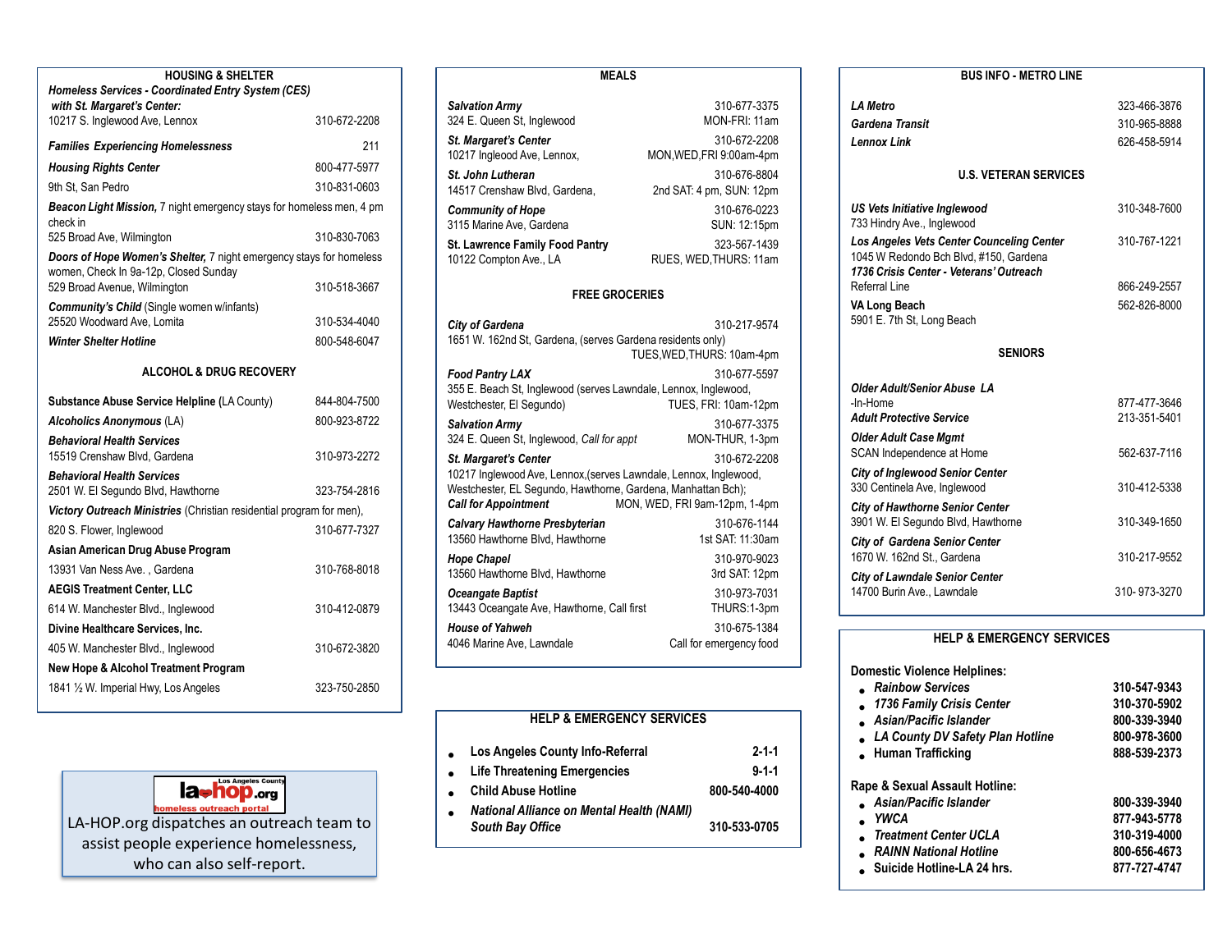## HOUSING & SHELTER

***Homeless Services - Coordinated Entry System (CES) with St. Margaret's Center:***
10217 S. Inglewood Ave, Lennox — 310-672-2208

***Families Experiencing Homelessness*** — 211

***Housing Rights Center*** — 800-477-5977
9th St, San Pedro — 310-831-0603

***Beacon Light Mission,*** 7 night emergency stays for homeless men, 4 pm check in
525 Broad Ave, Wilmington — 310-830-7063

***Doors of Hope Women's Shelter,*** 7 night emergency stays for homeless women, Check In 9a-12p, Closed Sunday
529 Broad Avenue, Wilmington — 310-518-3667

***Community's Child*** (Single women w/infants)
25520 Woodward Ave, Lomita — 310-534-4040

***Winter Shelter Hotline*** — 800-548-6047

## ALCOHOL & DRUG RECOVERY

**Substance Abuse Service Helpline** (LA County) — 844-804-7500

***Alcoholics Anonymous*** (LA) — 800-923-8722

***Behavioral Health Services***
15519 Crenshaw Blvd, Gardena — 310-973-2272

***Behavioral Health Services***
2501 W. El Segundo Blvd, Hawthorne — 323-754-2816

***Victory Outreach Ministries*** (Christian residential program for men),
820 S. Flower, Inglewood — 310-677-7327

**Asian American Drug Abuse Program**
13931 Van Ness Ave. , Gardena — 310-768-8018

**AEGIS Treatment Center, LLC**
614 W. Manchester Blvd., Inglewood — 310-412-0879

**Divine Healthcare Services, Inc.**
405 W. Manchester Blvd., Inglewood — 310-672-3820

**New Hope & Alcohol Treatment Program**
1841 ½ W. Imperial Hwy, Los Angeles — 323-750-2850

LA-HOP.org dispatches an outreach team to assist people experience homelessness, who can also self-report.

## MEALS

***Salvation Army*** — 310-677-3375
324 E. Queen St, Inglewood — MON-FRI: 11am

***St. Margaret's Center*** — 310-672-2208
10217 Ingleood Ave, Lennox, — MON,WED,FRI 9:00am-4pm

***St. John Lutheran*** — 310-676-8804
14517 Crenshaw Blvd, Gardena, — 2nd SAT: 4 pm, SUN: 12pm

***Community of Hope*** — 310-676-0223
3115 Marine Ave, Gardena — SUN: 12:15pm

**St. Lawrence Family Food Pantry** — 323-567-1439
10122 Compton Ave., LA — RUES, WED,THURS: 11am

## FREE GROCERIES

***City of Gardena*** — 310-217-9574
1651 W. 162nd St, Gardena, (serves Gardena residents only) — TUES,WED,THURS: 10am-4pm

***Food Pantry LAX*** — 310-677-5597
355 E. Beach St, Inglewood (serves Lawndale, Lennox, Inglewood, Westchester, El Segundo) — TUES, FRI: 10am-12pm

***Salvation Army*** — 310-677-3375
324 E. Queen St, Inglewood, *Call for appt* — MON-THUR, 1-3pm

***St. Margaret's Center*** — 310-672-2208
10217 Inglewood Ave, Lennox,(serves Lawndale, Lennox, Inglewood, Westchester, EL Segundo, Hawthorne, Gardena, Manhattan Bch);
***Call for Appointment*** — MON, WED, FRI 9am-12pm, 1-4pm

***Calvary Hawthorne Presbyterian*** — 310-676-1144
13560 Hawthorne Blvd, Hawthorne — 1st SAT: 11:30am

***Hope Chapel*** — 310-970-9023
13560 Hawthorne Blvd, Hawthorne — 3rd SAT: 12pm

***Oceangate Baptist*** — 310-973-7031
13443 Oceangate Ave, Hawthorne, Call first — THURS:1-3pm

***House of Yahweh*** — 310-675-1384
4046 Marine Ave, Lawndale — Call for emergency food

## HELP & EMERGENCY SERVICES

- **Los Angeles County Info-Referral** — **2-1-1**
- **Life Threatening Emergencies** — **9-1-1**
- **Child Abuse Hotline** — **800-540-4000**
- ***National Alliance on Mental Health (NAMI) South Bay Office*** — **310-533-0705**

## BUS INFO - METRO LINE

***LA Metro*** — 323-466-3876
***Gardena Transit*** — 310-965-8888
***Lennox Link*** — 626-458-5914

## U.S. VETERAN SERVICES

***US Vets Initiative Inglewood*** — 310-348-7600
733 Hindry Ave., Inglewood

***Los Angeles Vets Center Counceling Center*** — 310-767-1221
1045 W Redondo Bch Blvd, #150, Gardena

***1736 Crisis Center - Veterans' Outreach***
Referral Line — 866-249-2557

**VA Long Beach** — 562-826-8000
5901 E. 7th St, Long Beach

## SENIORS

***Older Adult/Senior Abuse LA***
-In-Home — 877-477-3646
***Adult Protective Service*** — 213-351-5401

***Older Adult Case Mgmt***
SCAN Independence at Home — 562-637-7116

***City of Inglewood Senior Center***
330 Centinela Ave, Inglewood — 310-412-5338

***City of Hawthorne Senior Center***
3901 W. El Segundo Blvd, Hawthorne — 310-349-1650

***City of Gardena Senior Center***
1670 W. 162nd St., Gardena — 310-217-9552

***City of Lawndale Senior Center***
14700 Burin Ave., Lawndale — 310- 973-3270

## HELP & EMERGENCY SERVICES

**Domestic Violence Helplines:**

- ***Rainbow Services*** — **310-547-9343**
- ***1736 Family Crisis Center*** — **310-370-5902**
- ***Asian/Pacific Islander*** — **800-339-3940**
- ***LA County DV Safety Plan Hotline*** — **800-978-3600**
- **Human Trafficking** — **888-539-2373**

**Rape & Sexual Assault Hotline:**

- ***Asian/Pacific Islander*** — **800-339-3940**
- ***YWCA*** — **877-943-5778**
- ***Treatment Center UCLA*** — **310-319-4000**
- ***RAINN National Hotline*** — **800-656-4673**
- **Suicide Hotline-LA 24 hrs.** — **877-727-4747**